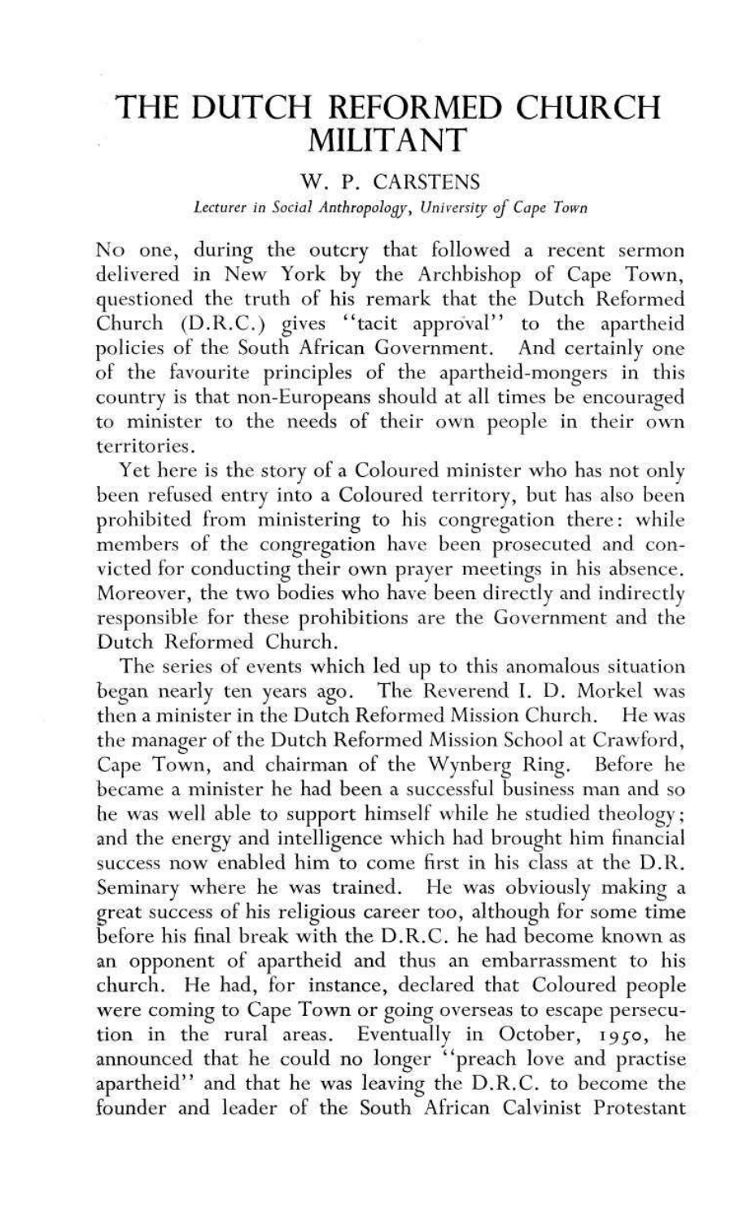# THE DUTCH REFORMED CHURCH MILITANT

W. P. CARSTENS

*Lecturer in Social Anthropology, University of Cape Town*

No one, during the outcry that followed a recent sermon delivered in New York by the Archbishop of Cape Town, questioned the truth of his remark that the Dutch Reformed Church (D.R.C.) gives "tacit approval" to the apartheid policies of the South African Government. And certainly one of the favourite principles of the apartheid-mongers in this country is that non-Europeans should at all times be encouraged to minister to the needs of their own people in their own territories.

Yet here is the story of a Coloured minister who has not only been refused entry into a Coloured territory, but has also been prohibited from ministering to his congregation there: while members of the congregation have been prosecuted and convicted for conducting their own prayer meetings in his absence. Moreover, the two bodies who have been directly and indirectly responsible for these prohibitions are the Government and the Dutch Reformed Church.

The series of events which led up to this anomalous situation began nearly ten years ago. The Reverend I. D. Morkel was then a minister in the Dutch Reformed Mission Church. He was the manager of the Dutch Reformed Mission School at Crawford, Cape Town, and chairman of the Wynberg Ring. Before he became a minister he had been a successful business man and so he was well able to support himself while he studied theology; and the energy and intelligence which had brought him financial success now enabled him to come first in his class at the D.R. Seminary where he was trained. He was obviously making a great success of his religious career too, although for some time before his final break with the D.R.C. he had become known as an opponent of apartheid and thus an embarrassment to his church. He had, for instance, declared that Coloured people were coming to Cape Town or going overseas to escape persecution in the rural areas. Eventually in October, 1950, he announced that he could no longer "preach love and practise apartheid" and that he was leaving the D.R.C. to become the founder and leader of the South African Calvinist Protestant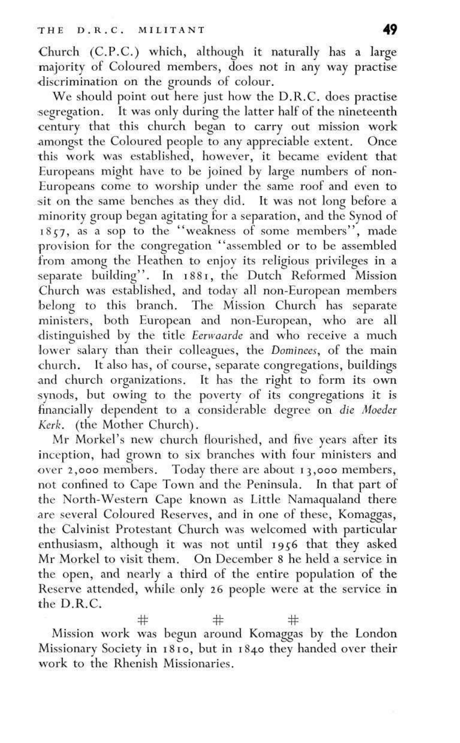Church (C.P.C.) which, although it naturally has a large majority of Coloured members, does not in any way practise discrimination on the grounds of colour.

We should point out here just how the D.R.C. does practise segregation. It was only during the latter half of the nineteenth century that this church began to carry out mission work amongst the Coloured people to any appreciable extent. Once this work was established, however, it became evident that Europeans might have to be joined by large numbers of non-Europeans come to worship under the same roof and even to sit on the same benches as they did. It was not long before a minority group began agitating for a separation, and the Synod of 1857, as a sop to the "weakness of some members", made provision for the congregation "assembled or to be assembled from among the Heathen to enjoy its religious privileges in a separate building". In 1881, the Dutch Reformed Mission Church was established, and today all non-European members belong to this branch. The Mission Church has separate ministers, both European and non-European, who are all distinguished by the title *Eerwaarde* and who receive a much lower salary than their colleagues, the *Dominees*, of the main church. It also has, of course, separate congregations, buildings and church organizations. It has the right to form its own synods, but owing to the poverty of its congregations it is financially dependent to a considerable degree on *die Moeder Kerk*. (the Mother Church).

Mr Morkel's new church flourished, and five years after its inception, had grown to six branches with four ministers and over 2,000 members. Today there are about 13,000 members, not confined to Cape Town and the Peninsula. In that part of the North-Western Cape known as Little Namaqualand there are several Coloured Reserves, and in one of these, Komaggas, the Calvinist Protestant Church was welcomed with particular enthusiasm, although it was not until 1956 that they asked Mr Morkel to visit them. On December 8 he held a service in the open, and nearly a third of the entire population of the Reserve attended, while only 26 people were at the service in the D.R.C.

# # #

Mission work was begun around Komaggas by the London Missionary Society in 1810, but in 1840 they handed over their work to the Rhenish Missionaries.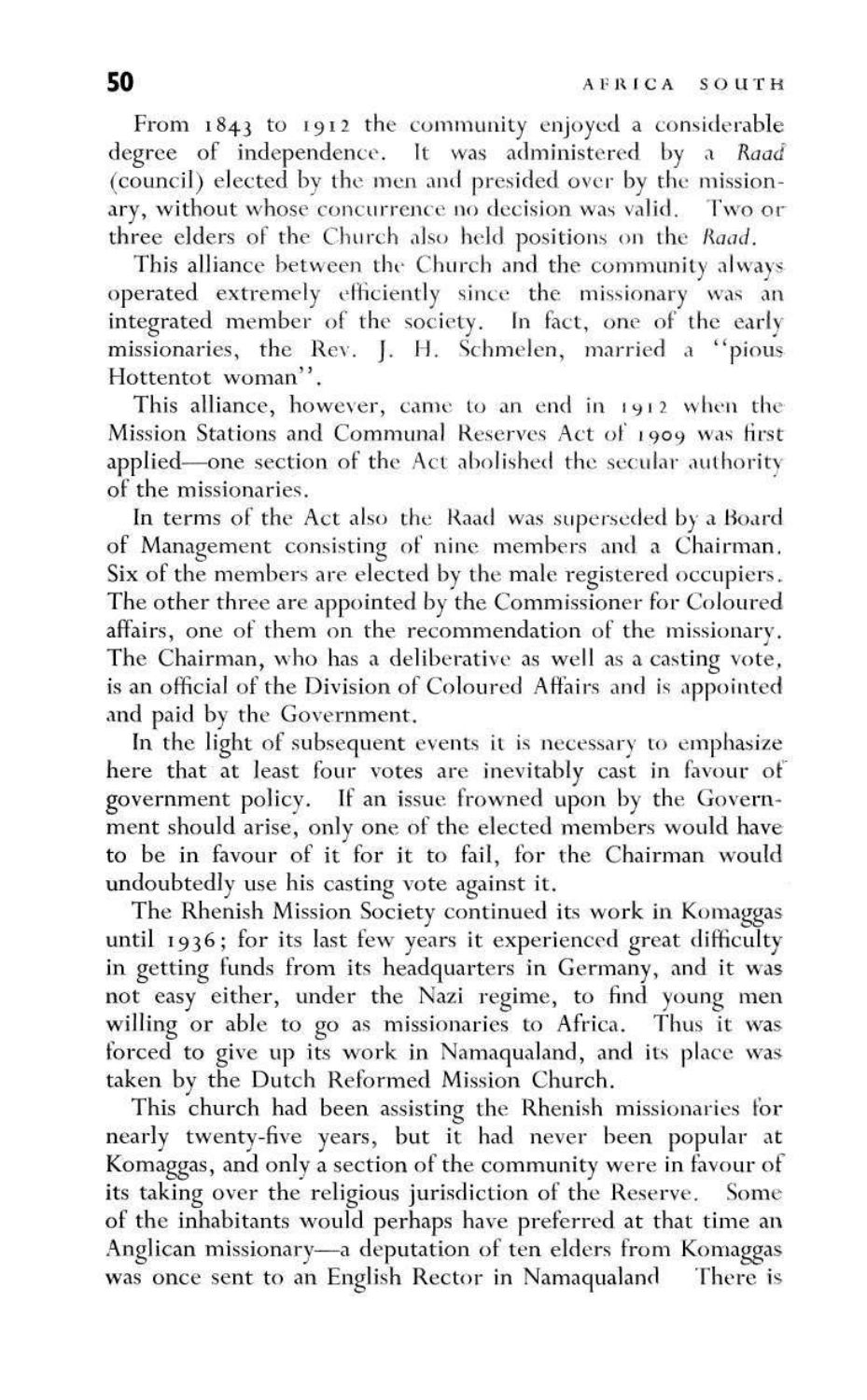From 1843 to 1912 the community enjoyed a considerable degree of independence. It was administered by a *Raad* (council) elected by the men and presided over by the missionary, without whose concurrence no decision was valid. Two or three elders of the Church also held positions on the *Raad*.

This alliance between the Church and the community always operated extremely efficiently since the missionary was an integrated member of the society. In fact, one of the early missionaries, the Rev. J. H. Schmelen, married a "pious Hottentot woman".

This alliance, however, came to an end in 1912 when the Mission Stations and Communal Reserves Act of 1909 was first applied—one section of the Act abolished the secular authority of the missionaries.

In terms of the Act also the Raad was superseded by a Board of Management consisting of nine members and a Chairman. Six of the members are elected by the male registered occupiers. The other three are appointed by the Commissioner for Coloured affairs, one of them on the recommendation of the missionary. The Chairman, who has a deliberative as well as a casting vote, is an official of the Division of Coloured Affairs and is appointed and paid by the Government.

In the light of subsequent events it is necessary to emphasize here that at least four votes are inevitably cast in favour of government policy. If an issue frowned upon by the Government should arise, only one of the elected members would have to be in favour of it for it to fail, for the Chairman would undoubtedly use his casting vote against it.

The Rhenish Mission Society continued its work in Komaggas until 1936; for its last few years it experienced great difficulty in getting funds from its headquarters in Germany, and it was not easy either, under the Nazi regime, to find young men willing or able to go as missionaries to Africa. Thus it was forced to give up its work in Namaqualand, and its place was taken by the Dutch Reformed Mission Church.

This church had been assisting the Rhenish missionaries for nearly twenty-five years, but it had never been popular at Komaggas, and only a section of the community were in favour of its taking over the religious jurisdiction of the Reserve. Some of the inhabitants would perhaps have preferred at that time an Anglican missionary—a deputation of ten elders from Komaggas was once sent to an English Rector in Namaqualand There is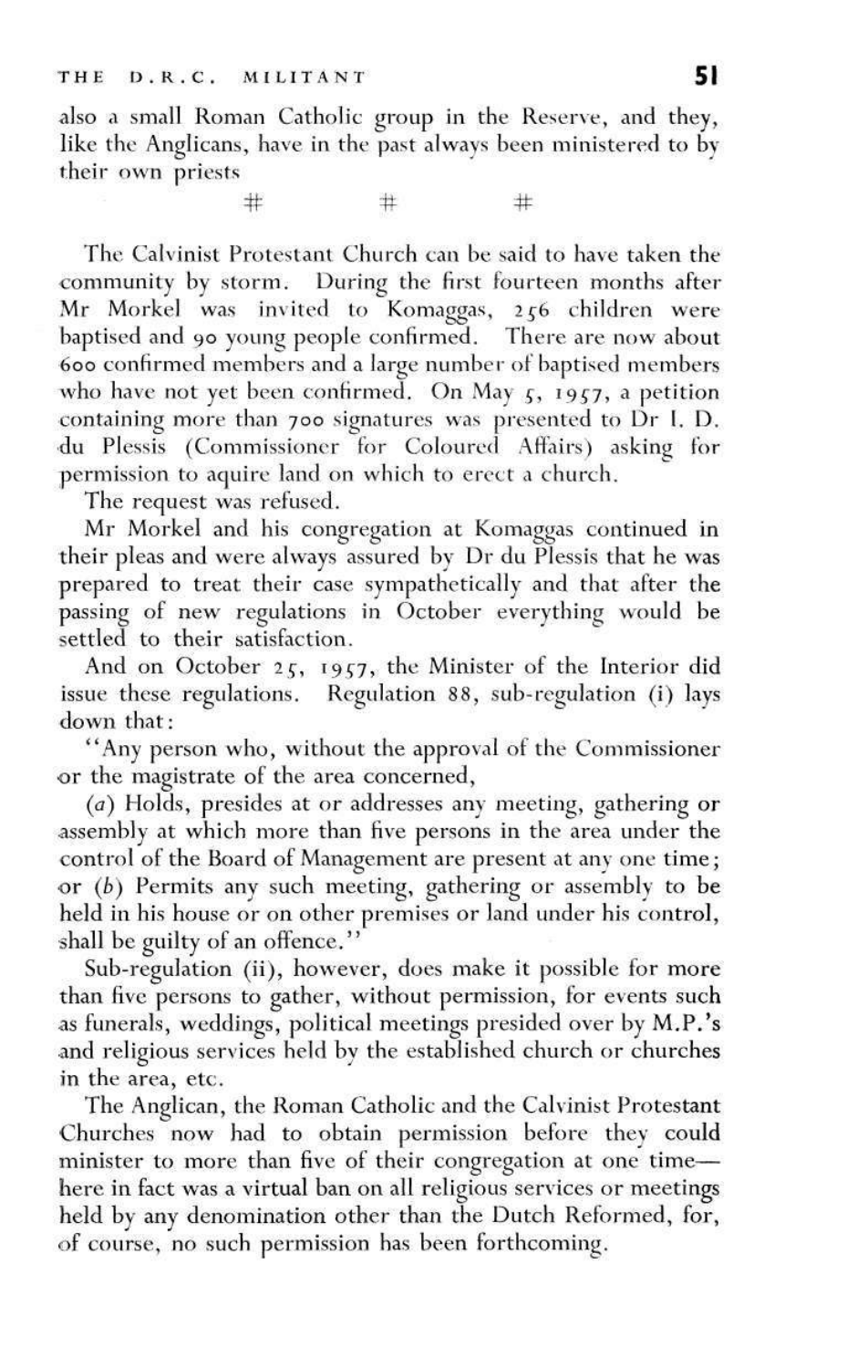also a small Roman Catholic group in the Reserve, and they, like the Anglicans, have in the past always been ministered to by their own priests

# # #

The Calvinist Protestant Church can be said to have taken the community by storm. During the first fourteen months after Mr Morkel was invited to Komaggas, 256 children were baptised and 90 young people confirmed. There are now about 600 confirmed members and a large number of baptised members who have not yet been confirmed. On May 5, 1957, a petition containing more than 700 signatures was presented to Dr I. D. du Plessis (Commissioner for Coloured Affairs) asking for permission to aquire land on which to erect a church.

The request was refused.

Mr Morkel and his congregation at Komaggas continued in their pleas and were always assured by Dr du Plessis that he was prepared to treat their case sympathetically and that after the passing of new regulations in October everything would be settled to their satisfaction.

And on October 25, 1957, the Minister of the Interior did issue these regulations. Regulation 88, sub-regulation (i) lays down that:

"Any person who, without the approval of the Commissioner or the magistrate of the area concerned,

(*a*) Holds, presides at or addresses any meeting, gathering or assembly at which more than five persons in the area under the control of the Board of Management are present at any one time; or (*b*) Permits any such meeting, gathering or assembly to be held in his house or on other premises or land under his control, shall be guilty of an offence."

Sub-regulation (ii), however, does make it possible for more than five persons to gather, without permission, for events such as funerals, weddings, political meetings presided over by M.P.'s and religious services held by the established church or churches in the area, etc.

The Anglican, the Roman Catholic and the Calvinist Protestant Churches now had to obtain permission before they could minister to more than five of their congregation at one time—here in fact was a virtual ban on all religious services or meetings held by any denomination other than the Dutch Reformed, for, of course, no such permission has been forthcoming.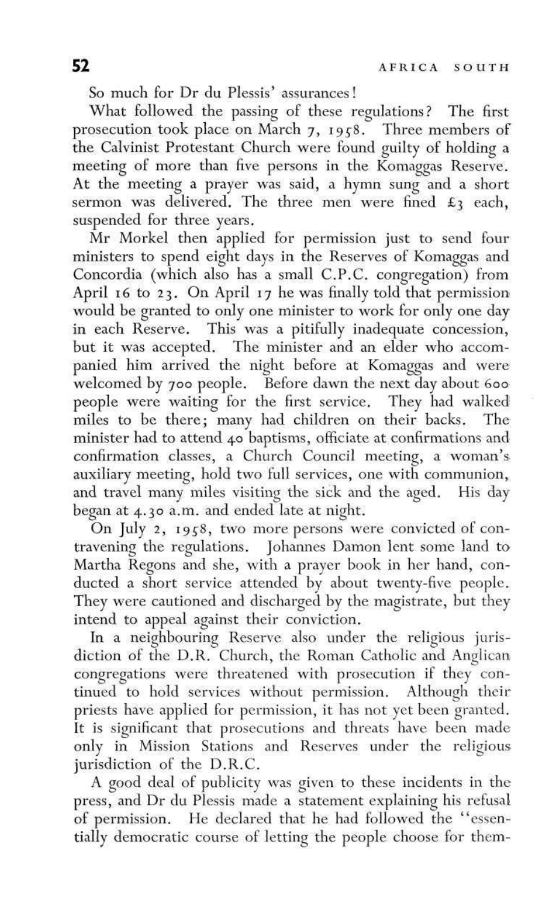So much for Dr du Plessis' assurances!

What followed the passing of these regulations? The first prosecution took place on March 7, 1958. Three members of the Calvinist Protestant Church were found guilty of holding a meeting of more than five persons in the Komaggas Reserve. At the meeting a prayer was said, a hymn sung and a short sermon was delivered. The three men were fined £3 each, suspended for three years.

Mr Morkel then applied for permission just to send four ministers to spend eight days in the Reserves of Komaggas and Concordia (which also has a small C.P.C. congregation) from April 16 to 23. On April 17 he was finally told that permission would be granted to only one minister to work for only one day in each Reserve. This was a pitifully inadequate concession, but it was accepted. The minister and an elder who accompanied him arrived the night before at Komaggas and were welcomed by 700 people. Before dawn the next day about 600 people were waiting for the first service. They had walked miles to be there; many had children on their backs. The minister had to attend 40 baptisms, officiate at confirmations and confirmation classes, a Church Council meeting, a woman's auxiliary meeting, hold two full services, one with communion, and travel many miles visiting the sick and the aged. His day began at 4.30 a.m. and ended late at night.

On July 2, 1958, two more persons were convicted of contravening the regulations. Johannes Damon lent some land to Martha Regons and she, with a prayer book in her hand, conducted a short service attended by about twenty-five people. They were cautioned and discharged by the magistrate, but they intend to appeal against their conviction.

In a neighbouring Reserve also under the religious jurisdiction of the D.R. Church, the Roman Catholic and Anglican congregations were threatened with prosecution if they continued to hold services without permission. Although their priests have applied for permission, it has not yet been granted. It is significant that prosecutions and threats have been made only in Mission Stations and Reserves under the religious jurisdiction of the D.R.C.

A good deal of publicity was given to these incidents in the press, and Dr du Plessis made a statement explaining his refusal of permission. He declared that he had followed the "essentially democratic course of letting the people choose for them-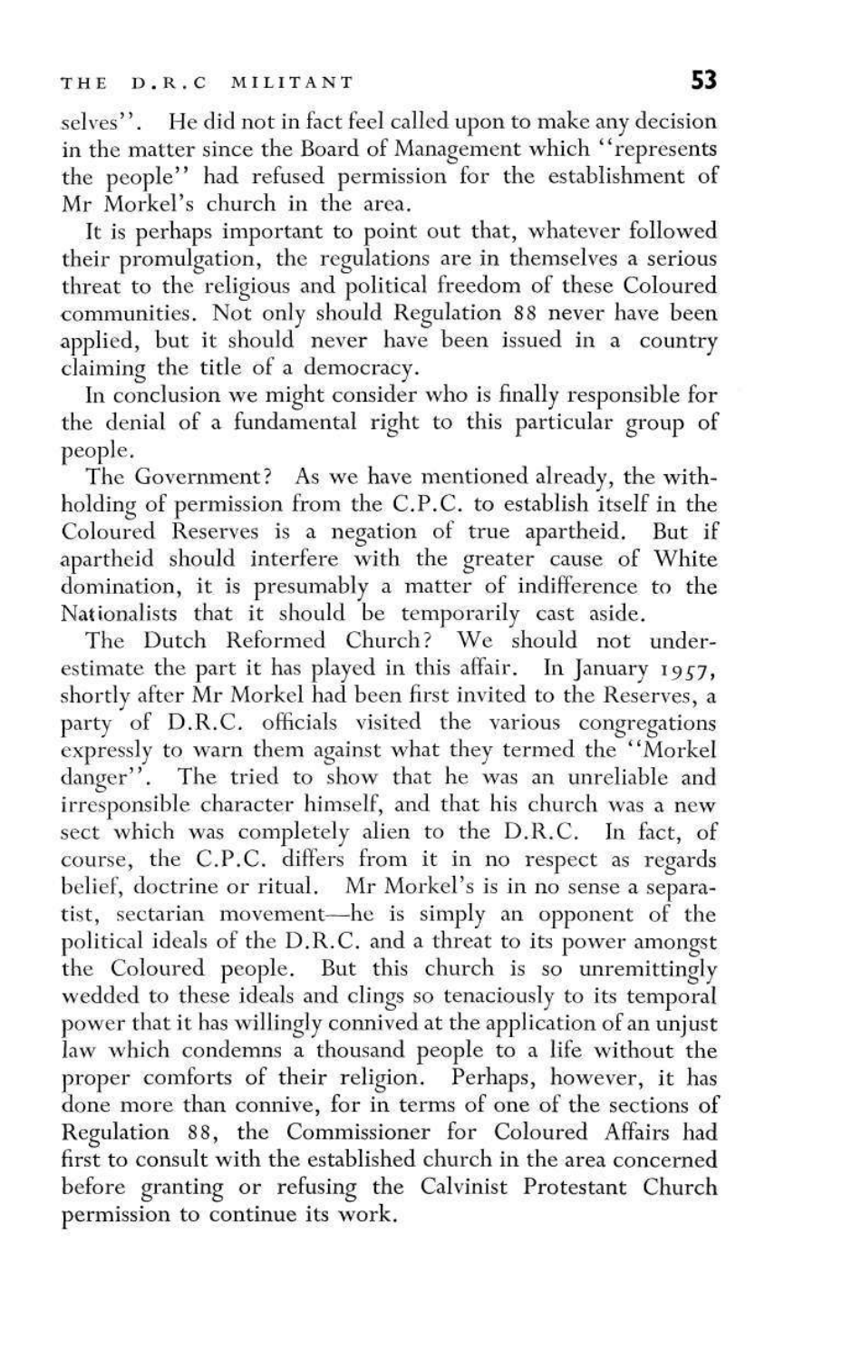selves". He did not in fact feel called upon to make any decision in the matter since the Board of Management which "represents the people" had refused permission for the establishment of Mr Morkel's church in the area.

It is perhaps important to point out that, whatever followed their promulgation, the regulations are in themselves a serious threat to the religious and political freedom of these Coloured communities. Not only should Regulation 88 never have been applied, but it should never have been issued in a country claiming the title of a democracy.

In conclusion we might consider who is finally responsible for the denial of a fundamental right to this particular group of people.

The Government? As we have mentioned already, the withholding of permission from the C.P.C. to establish itself in the Coloured Reserves is a negation of true apartheid. But if apartheid should interfere with the greater cause of White domination, it is presumably a matter of indifference to the Nationalists that it should be temporarily cast aside.

The Dutch Reformed Church? We should not underestimate the part it has played in this affair. In January 1957, shortly after Mr Morkel had been first invited to the Reserves, a party of D.R.C. officials visited the various congregations expressly to warn them against what they termed the "Morkel danger". The tried to show that he was an unreliable and irresponsible character himself, and that his church was a new sect which was completely alien to the D.R.C. In fact, of course, the C.P.C. differs from it in no respect as regards belief, doctrine or ritual. Mr Morkel's is in no sense a separatist, sectarian movement—he is simply an opponent of the political ideals of the D.R.C. and a threat to its power amongst the Coloured people. But this church is so unremittingly wedded to these ideals and clings so tenaciously to its temporal power that it has willingly connived at the application of an unjust law which condemns a thousand people to a life without the proper comforts of their religion. Perhaps, however, it has done more than connive, for in terms of one of the sections of Regulation 88, the Commissioner for Coloured Affairs had first to consult with the established church in the area concerned before granting or refusing the Calvinist Protestant Church permission to continue its work.